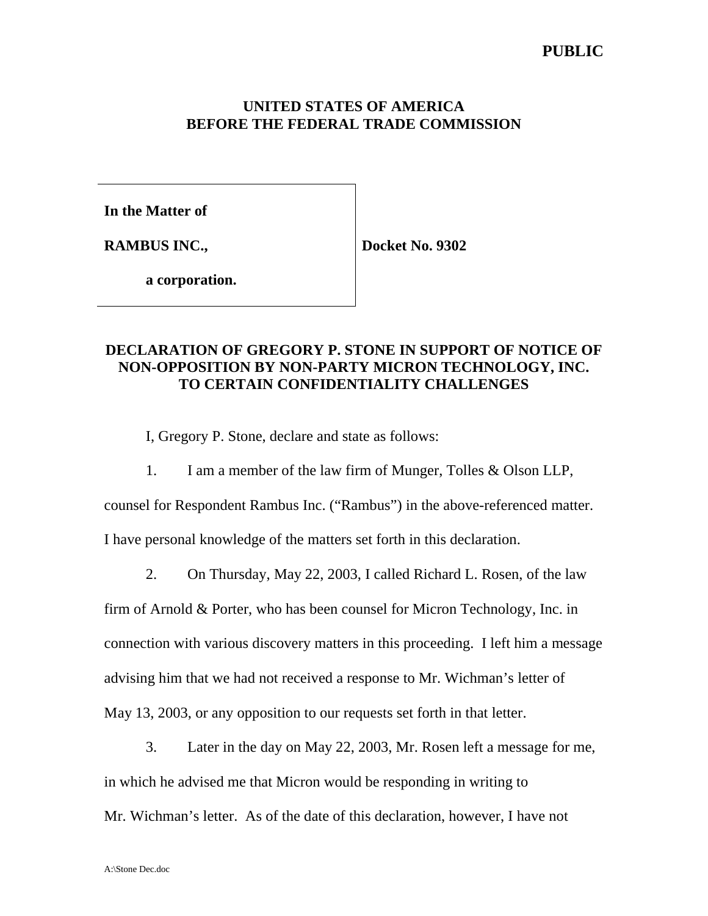**PUBLIC**

**UNITED STATES OF AMERICA**
**BEFORE THE FEDERAL TRADE COMMISSION**

| | |
|---|---|
| **In the Matter of** | |
| **RAMBUS INC.,** | **Docket No. 9302** |
| **a corporation.** | |

**DECLARATION OF GREGORY P. STONE IN SUPPORT OF NOTICE OF NON-OPPOSITION BY NON-PARTY MICRON TECHNOLOGY, INC. TO CERTAIN CONFIDENTIALITY CHALLENGES**

I, Gregory P. Stone, declare and state as follows:

1. I am a member of the law firm of Munger, Tolles & Olson LLP, counsel for Respondent Rambus Inc. ("Rambus") in the above-referenced matter. I have personal knowledge of the matters set forth in this declaration.

2. On Thursday, May 22, 2003, I called Richard L. Rosen, of the law firm of Arnold & Porter, who has been counsel for Micron Technology, Inc. in connection with various discovery matters in this proceeding. I left him a message advising him that we had not received a response to Mr. Wichman's letter of May 13, 2003, or any opposition to our requests set forth in that letter.

3. Later in the day on May 22, 2003, Mr. Rosen left a message for me, in which he advised me that Micron would be responding in writing to Mr. Wichman's letter. As of the date of this declaration, however, I have not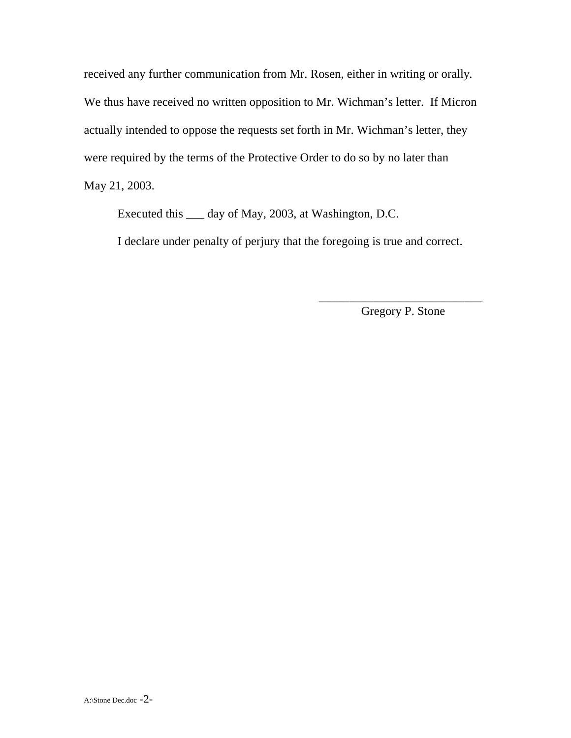received any further communication from Mr. Rosen, either in writing or orally. We thus have received no written opposition to Mr. Wichman's letter. If Micron actually intended to oppose the requests set forth in Mr. Wichman's letter, they were required by the terms of the Protective Order to do so by no later than May 21, 2003.

Executed this ___ day of May, 2003, at Washington, D.C.

I declare under penalty of perjury that the foregoing is true and correct.

___________________________
Gregory P. Stone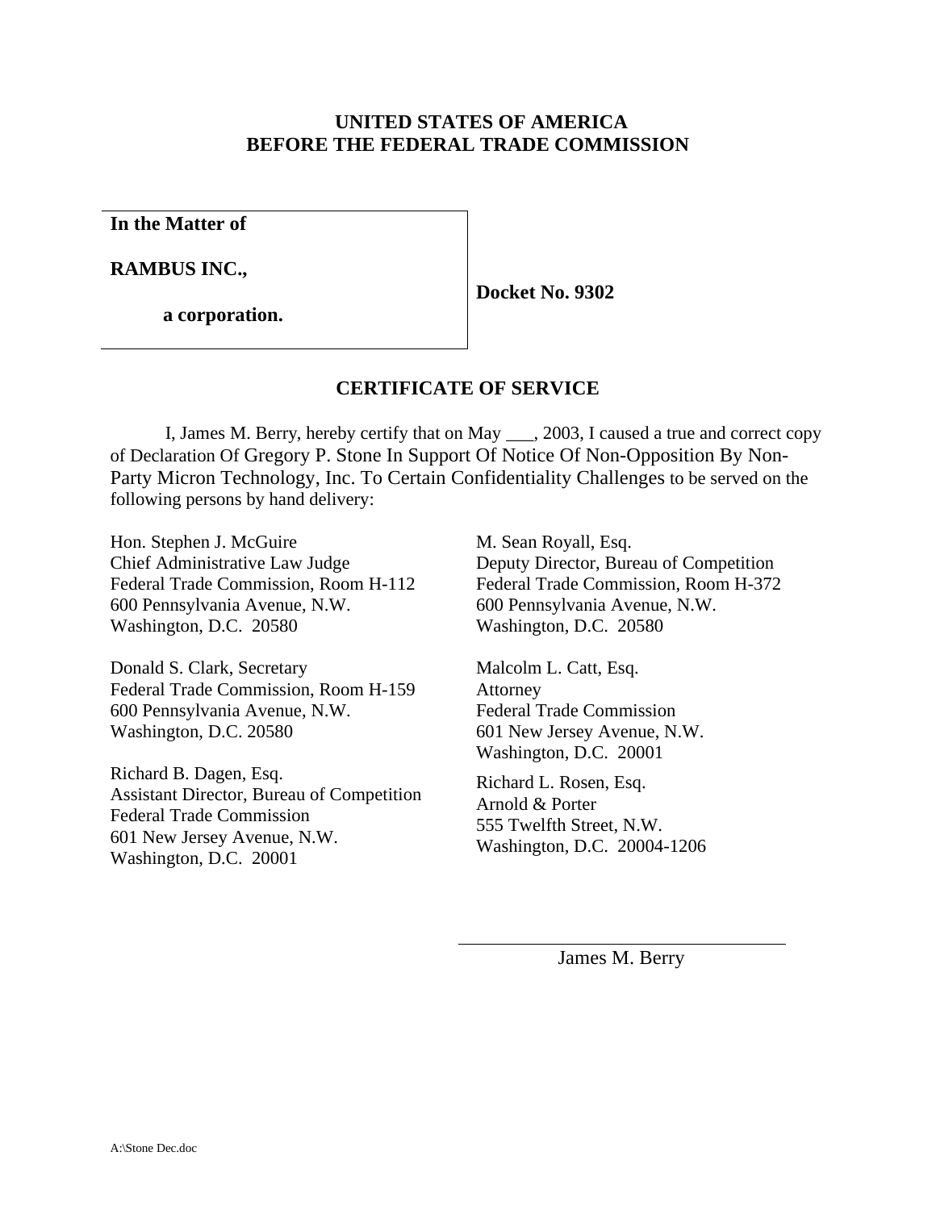**UNITED STATES OF AMERICA**
**BEFORE THE FEDERAL TRADE COMMISSION**

| | |
|---|---|
| **In the Matter of**<br><br>**RAMBUS INC.,**<br><br>**a corporation.** | **Docket No. 9302** |

## CERTIFICATE OF SERVICE

I, James M. Berry, hereby certify that on May ___, 2003, I caused a true and correct copy of Declaration Of Gregory P. Stone In Support Of Notice Of Non-Opposition By Non-Party Micron Technology, Inc. To Certain Confidentiality Challenges to be served on the following persons by hand delivery:

Hon. Stephen J. McGuire
Chief Administrative Law Judge
Federal Trade Commission, Room H-112
600 Pennsylvania Avenue, N.W.
Washington, D.C. 20580

Donald S. Clark, Secretary
Federal Trade Commission, Room H-159
600 Pennsylvania Avenue, N.W.
Washington, D.C. 20580

Richard B. Dagen, Esq.
Assistant Director, Bureau of Competition
Federal Trade Commission
601 New Jersey Avenue, N.W.
Washington, D.C. 20001

M. Sean Royall, Esq.
Deputy Director, Bureau of Competition
Federal Trade Commission, Room H-372
600 Pennsylvania Avenue, N.W.
Washington, D.C. 20580

Malcolm L. Catt, Esq.
Attorney
Federal Trade Commission
601 New Jersey Avenue, N.W.
Washington, D.C. 20001

Richard L. Rosen, Esq.
Arnold & Porter
555 Twelfth Street, N.W.
Washington, D.C. 20004-1206

James M. Berry

A:\Stone Dec.doc